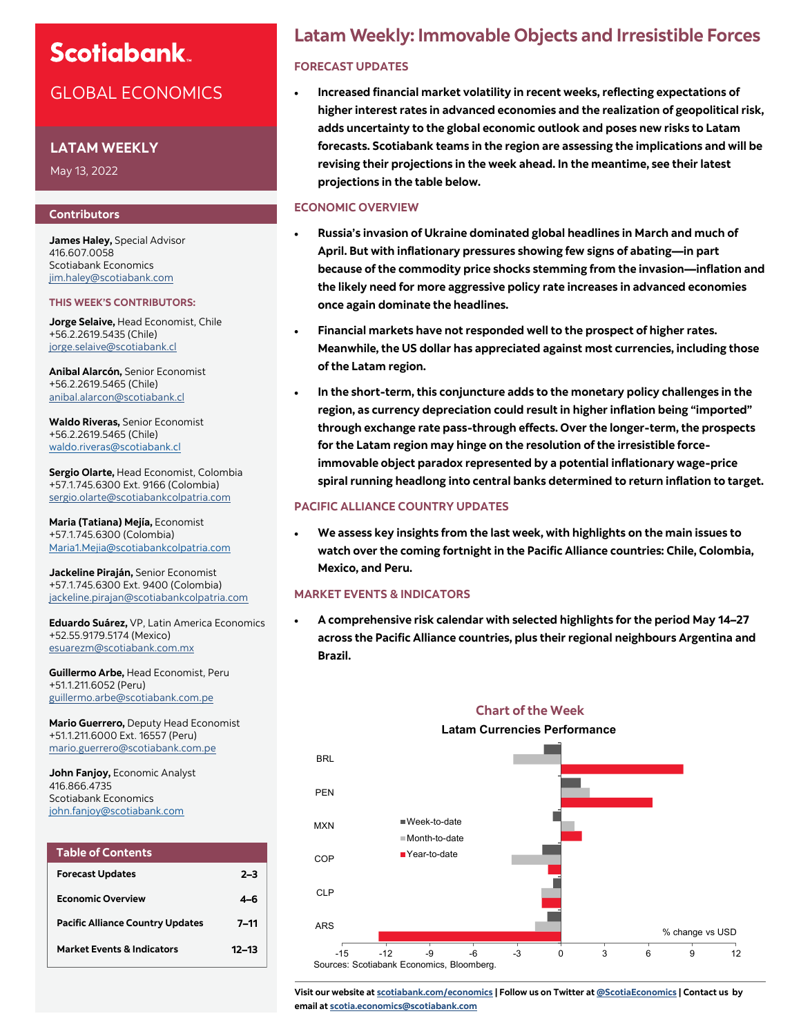# Scotiabank

## GLOBAL ECONOMICS

### LATAM WEEKLY

May 13, 2022

#### Contributors

**James Haley,** Special Advisor
416.607.0058
Scotiabank Economics
jim.haley@scotiabank.com

**THIS WEEK'S CONTRIBUTORS:**

**Jorge Selaive,** Head Economist, Chile
+56.2.2619.5435 (Chile)
jorge.selaive@scotiabank.cl

**Anibal Alarcón,** Senior Economist
+56.2.2619.5465 (Chile)
anibal.alarcon@scotiabank.cl

**Waldo Riveras,** Senior Economist
+56.2.2619.5465 (Chile)
waldo.riveras@scotiabank.cl

**Sergio Olarte,** Head Economist, Colombia
+57.1.745.6300 Ext. 9166 (Colombia)
sergio.olarte@scotiabankcolpatria.com

**Maria (Tatiana) Mejía,** Economist
+57.1.745.6300 (Colombia)
Maria1.Mejia@scotiabankcolpatria.com

**Jackeline Piraján,** Senior Economist
+57.1.745.6300 Ext. 9400 (Colombia)
jackeline.pirajan@scotiabankcolpatria.com

**Eduardo Suárez,** VP, Latin America Economics
+52.55.9179.5174 (Mexico)
esuarezm@scotiabank.com.mx

**Guillermo Arbe,** Head Economist, Peru
+51.1.211.6052 (Peru)
guillermo.arbe@scotiabank.com.pe

**Mario Guerrero,** Deputy Head Economist
+51.1.211.6000 Ext. 16557 (Peru)
mario.guerrero@scotiabank.com.pe

**John Fanjoy,** Economic Analyst
416.866.4735
Scotiabank Economics
john.fanjoy@scotiabank.com

| Table of Contents | |
|---|---|
| Forecast Updates | 2–3 |
| Economic Overview | 4–6 |
| Pacific Alliance Country Updates | 7–11 |
| Market Events & Indicators | 12–13 |

# Latam Weekly: Immovable Objects and Irresistible Forces

## FORECAST UPDATES

- **Increased financial market volatility in recent weeks, reflecting expectations of higher interest rates in advanced economies and the realization of geopolitical risk, adds uncertainty to the global economic outlook and poses new risks to Latam forecasts. Scotiabank teams in the region are assessing the implications and will be revising their projections in the week ahead. In the meantime, see their latest projections in the table below.**

## ECONOMIC OVERVIEW

- **Russia's invasion of Ukraine dominated global headlines in March and much of April. But with inflationary pressures showing few signs of abating—in part because of the commodity price shocks stemming from the invasion—inflation and the likely need for more aggressive policy rate increases in advanced economies once again dominate the headlines.**
- **Financial markets have not responded well to the prospect of higher rates. Meanwhile, the US dollar has appreciated against most currencies, including those of the Latam region.**
- **In the short-term, this conjuncture adds to the monetary policy challenges in the region, as currency depreciation could result in higher inflation being "imported" through exchange rate pass-through effects. Over the longer-term, the prospects for the Latam region may hinge on the resolution of the irresistible force-immovable object paradox represented by a potential inflationary wage-price spiral running headlong into central banks determined to return inflation to target.**

## PACIFIC ALLIANCE COUNTRY UPDATES

- **We assess key insights from the last week, with highlights on the main issues to watch over the coming fortnight in the Pacific Alliance countries: Chile, Colombia, Mexico, and Peru.**

## MARKET EVENTS & INDICATORS

- **A comprehensive risk calendar with selected highlights for the period May 14–27 across the Pacific Alliance countries, plus their regional neighbours Argentina and Brazil.**

### Chart of the Week

**Latam Currencies Performance**

Bar chart: % change vs USD (Week-to-date, Month-to-date, Year-to-date) for BRL, PEN, MXN, COP, CLP, ARS.

Sources: Scotiabank Economics, Bloomberg.

Visit our website at scotiabank.com/economics | Follow us on Twitter at @ScotiaEconomics | Contact us by email at scotia.economics@scotiabank.com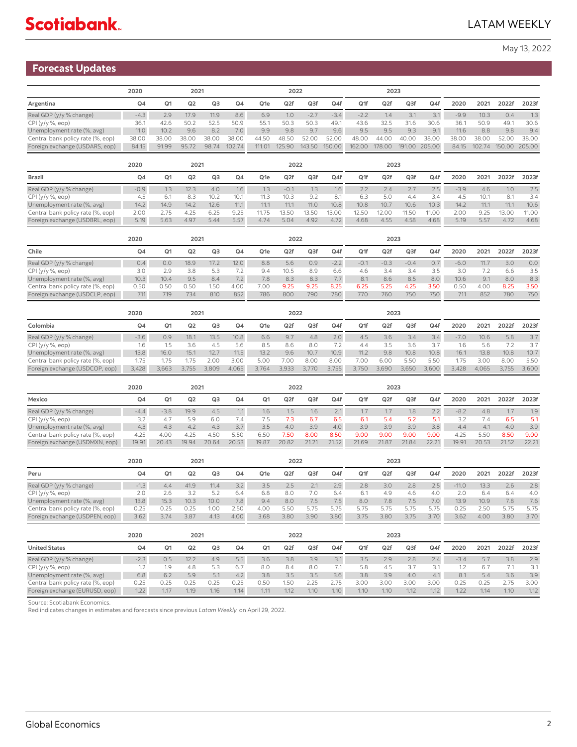## Forecast Updates

| Argentina | 2020 Q4 | 2021 Q1 | 2021 Q2 | 2021 Q3 | 2021 Q4 | 2022 Q1e | 2022 Q2f | 2022 Q3f | 2022 Q4f | 2023 Q1f | 2023 Q2f | 2023 Q3f | 2023 Q4f | 2020 | 2021 | 2022f | 2023f |
|---|---|---|---|---|---|---|---|---|---|---|---|---|---|---|---|---|---|
| Real GDP (y/y % change) | -4.3 | 2.9 | 17.9 | 11.9 | 8.6 | 6.9 | 1.0 | -2.7 | -3.4 | -2.2 | 1.4 | 3.1 | 3.1 | -9.9 | 10.3 | 0.4 | 1.3 |
| CPI (y/y %, eop) | 36.1 | 42.6 | 50.2 | 52.5 | 50.9 | 55.1 | 50.3 | 50.3 | 49.1 | 43.6 | 32.5 | 31.6 | 30.6 | 36.1 | 50.9 | 49.1 | 30.6 |
| Unemployment rate (%, avg) | 11.0 | 10.2 | 9.6 | 8.2 | 7.0 | 9.9 | 9.8 | 9.7 | 9.6 | 9.5 | 9.5 | 9.3 | 9.1 | 11.6 | 8.8 | 9.8 | 9.4 |
| Central bank policy rate (%, eop) | 38.00 | 38.00 | 38.00 | 38.00 | 38.00 | 44.50 | 48.50 | 52.00 | 52.00 | 48.00 | 44.00 | 40.00 | 38.00 | 38.00 | 38.00 | 52.00 | 38.00 |
| Foreign exchange (USDARS, eop) | 84.15 | 91.99 | 95.72 | 98.74 | 102.74 | 111.01 | 125.90 | 143.50 | 150.00 | 162.00 | 178.00 | 191.00 | 205.00 | 84.15 | 102.74 | 150.00 | 205.00 |

| Brazil | 2020 Q4 | 2021 Q1 | 2021 Q2 | 2021 Q3 | 2021 Q4 | 2022 Q1e | 2022 Q2f | 2022 Q3f | 2022 Q4f | 2023 Q1f | 2023 Q2f | 2023 Q3f | 2023 Q4f | 2020 | 2021 | 2022f | 2023f |
|---|---|---|---|---|---|---|---|---|---|---|---|---|---|---|---|---|---|
| Real GDP (y/y % change) | -0.9 | 1.3 | 12.3 | 4.0 | 1.6 | 1.3 | -0.1 | 1.3 | 1.6 | 2.2 | 2.4 | 2.7 | 2.5 | -3.9 | 4.6 | 1.0 | 2.5 |
| CPI (y/y %, eop) | 4.5 | 6.1 | 8.3 | 10.2 | 10.1 | 11.3 | 10.3 | 9.2 | 8.1 | 6.3 | 5.0 | 4.4 | 3.4 | 4.5 | 10.1 | 8.1 | 3.4 |
| Unemployment rate (%, avg) | 14.2 | 14.9 | 14.2 | 12.6 | 11.1 | 11.1 | 11.1 | 11.0 | 10.8 | 10.8 | 10.7 | 10.6 | 10.3 | 14.2 | 11.1 | 11.1 | 10.6 |
| Central bank policy rate (%, eop) | 2.00 | 2.75 | 4.25 | 6.25 | 9.25 | 11.75 | 13.50 | 13.50 | 13.00 | 12.50 | 12.00 | 11.50 | 11.00 | 2.00 | 9.25 | 13.00 | 11.00 |
| Foreign exchange (USDBRL, eop) | 5.19 | 5.63 | 4.97 | 5.44 | 5.57 | 4.74 | 5.04 | 4.92 | 4.72 | 4.68 | 4.55 | 4.58 | 4.68 | 5.19 | 5.57 | 4.72 | 4.68 |

| Chile | 2020 Q4 | 2021 Q1 | 2021 Q2 | 2021 Q3 | 2021 Q4 | 2022 Q1e | 2022 Q2f | 2022 Q3f | 2022 Q4f | 2023 Q1f | 2023 Q2f | 2023 Q3f | 2023 Q4f | 2020 | 2021 | 2022f | 2023f |
|---|---|---|---|---|---|---|---|---|---|---|---|---|---|---|---|---|---|
| Real GDP (y/y % change) | 0.4 | 0.0 | 18.9 | 17.2 | 12.0 | 8.8 | 5.6 | 0.9 | -2.2 | -0.1 | -0.3 | -0.4 | 0.7 | -6.0 | 11.7 | 3.0 | 0.0 |
| CPI (y/y %, eop) | 3.0 | 2.9 | 3.8 | 5.3 | 7.2 | 9.4 | 10.5 | 8.9 | 6.6 | 4.6 | 3.4 | 3.4 | 3.5 | 3.0 | 7.2 | 6.6 | 3.5 |
| Unemployment rate (%, avg) | 10.3 | 10.4 | 9.5 | 8.4 | 7.2 | 7.8 | 8.3 | 8.3 | 7.7 | 8.1 | 8.6 | 8.5 | 8.0 | 10.6 | 9.1 | 8.0 | 8.3 |
| Central bank policy rate (%, eop) | 0.50 | 0.50 | 0.50 | 1.50 | 4.00 | 7.00 | 9.25 | 9.25 | 8.25 | 6.25 | 5.25 | 4.25 | 3.50 | 0.50 | 4.00 | 8.25 | 3.50 |
| Foreign exchange (USDCLP, eop) | 711 | 719 | 734 | 810 | 852 | 786 | 800 | 790 | 780 | 770 | 760 | 750 | 750 | 711 | 852 | 780 | 750 |

| Colombia | 2020 Q4 | 2021 Q1 | 2021 Q2 | 2021 Q3 | 2021 Q4 | 2022 Q1e | 2022 Q2f | 2022 Q3f | 2022 Q4f | 2023 Q1f | 2023 Q2f | 2023 Q3f | 2023 Q4f | 2020 | 2021 | 2022f | 2023f |
|---|---|---|---|---|---|---|---|---|---|---|---|---|---|---|---|---|---|
| Real GDP (y/y % change) | -3.6 | 0.9 | 18.1 | 13.5 | 10.8 | 6.6 | 9.7 | 4.8 | 2.0 | 4.5 | 3.6 | 3.4 | 3.4 | -7.0 | 10.6 | 5.8 | 3.7 |
| CPI (y/y %, eop) | 1.6 | 1.5 | 3.6 | 4.5 | 5.6 | 8.5 | 8.6 | 8.0 | 7.2 | 4.4 | 3.5 | 3.6 | 3.7 | 1.6 | 5.6 | 7.2 | 3.7 |
| Unemployment rate (%, avg) | 13.8 | 16.0 | 15.1 | 12.7 | 11.5 | 13.2 | 9.6 | 10.7 | 10.9 | 11.2 | 9.8 | 10.8 | 10.8 | 16.1 | 13.8 | 10.8 | 10.7 |
| Central bank policy rate (%, eop) | 1.75 | 1.75 | 1.75 | 2.00 | 3.00 | 5.00 | 7.00 | 8.00 | 8.00 | 7.00 | 6.00 | 5.50 | 5.50 | 1.75 | 3.00 | 8.00 | 5.50 |
| Foreign exchange (USDCOP, eop) | 3,428 | 3,663 | 3,755 | 3,809 | 4,065 | 3,764 | 3,933 | 3,770 | 3,755 | 3,750 | 3,690 | 3,650 | 3,600 | 3,428 | 4,065 | 3,755 | 3,600 |

| Mexico | 2020 Q4 | 2021 Q1 | 2021 Q2 | 2021 Q3 | 2021 Q4 | 2022 Q1 | 2022 Q2f | 2022 Q3f | 2022 Q4f | 2023 Q1f | 2023 Q2f | 2023 Q3f | 2023 Q4f | 2020 | 2021 | 2022f | 2023f |
|---|---|---|---|---|---|---|---|---|---|---|---|---|---|---|---|---|---|
| Real GDP (y/y % change) | -4.4 | -3.8 | 19.9 | 4.5 | 1.1 | 1.6 | 1.5 | 1.6 | 2.1 | 1.7 | 1.7 | 1.8 | 2.2 | -8.2 | 4.8 | 1.7 | 1.9 |
| CPI (y/y %, eop) | 3.2 | 4.7 | 5.9 | 6.0 | 7.4 | 7.5 | 7.3 | 6.7 | 6.5 | 6.1 | 5.4 | 5.2 | 5.1 | 3.2 | 7.4 | 6.5 | 5.1 |
| Unemployment rate (%, avg) | 4.3 | 4.3 | 4.2 | 4.3 | 3.7 | 3.5 | 4.0 | 3.9 | 4.0 | 3.9 | 3.9 | 3.9 | 3.8 | 4.4 | 4.1 | 4.0 | 3.9 |
| Central bank policy rate (%, eop) | 4.25 | 4.00 | 4.25 | 4.50 | 5.50 | 6.50 | 7.50 | 8.00 | 8.50 | 9.00 | 9.00 | 9.00 | 9.00 | 4.25 | 5.50 | 8.50 | 9.00 |
| Foreign exchange (USDMXN, eop) | 19.91 | 20.43 | 19.94 | 20.64 | 20.53 | 19.87 | 20.82 | 21.21 | 21.52 | 21.69 | 21.87 | 21.84 | 22.21 | 19.91 | 20.53 | 21.52 | 22.21 |

| Peru | 2020 Q4 | 2021 Q1 | 2021 Q2 | 2021 Q3 | 2021 Q4 | 2022 Q1e | 2022 Q2f | 2022 Q3f | 2022 Q4f | 2023 Q1f | 2023 Q2f | 2023 Q3f | 2023 Q4f | 2020 | 2021 | 2022f | 2023f |
|---|---|---|---|---|---|---|---|---|---|---|---|---|---|---|---|---|---|
| Real GDP (y/y % change) | -1.3 | 4.4 | 41.9 | 11.4 | 3.2 | 3.5 | 2.5 | 2.1 | 2.9 | 2.8 | 3.0 | 2.8 | 2.5 | -11.0 | 13.3 | 2.6 | 2.8 |
| CPI (y/y %, eop) | 2.0 | 2.6 | 3.2 | 5.2 | 6.4 | 6.8 | 8.0 | 7.0 | 6.4 | 6.1 | 4.9 | 4.6 | 4.0 | 2.0 | 6.4 | 6.4 | 4.0 |
| Unemployment rate (%, avg) | 13.8 | 15.3 | 10.3 | 10.0 | 7.8 | 9.4 | 8.0 | 7.5 | 7.5 | 8.0 | 7.8 | 7.5 | 7.0 | 13.9 | 10.9 | 7.8 | 7.6 |
| Central bank policy rate (%, eop) | 0.25 | 0.25 | 0.25 | 1.00 | 2.50 | 4.00 | 5.50 | 5.75 | 5.75 | 5.75 | 5.75 | 5.75 | 5.75 | 0.25 | 2.50 | 5.75 | 5.75 |
| Foreign exchange (USDPEN, eop) | 3.62 | 3.74 | 3.87 | 4.13 | 4.00 | 3.68 | 3.80 | 3.90 | 3.80 | 3.75 | 3.80 | 3.75 | 3.70 | 3.62 | 4.00 | 3.80 | 3.70 |

| United States | 2020 Q4 | 2021 Q1 | 2021 Q2 | 2021 Q3 | 2021 Q4 | 2022 Q1 | 2022 Q2f | 2022 Q3f | 2022 Q4f | 2023 Q1f | 2023 Q2f | 2023 Q3f | 2023 Q4f | 2020 | 2021 | 2022f | 2023f |
|---|---|---|---|---|---|---|---|---|---|---|---|---|---|---|---|---|---|
| Real GDP (y/y % change) | -2.3 | 0.5 | 12.2 | 4.9 | 5.5 | 3.6 | 3.8 | 3.9 | 3.1 | 3.5 | 2.9 | 2.8 | 2.4 | -3.4 | 5.7 | 3.8 | 2.9 |
| CPI (y/y %, eop) | 1.2 | 1.9 | 4.8 | 5.3 | 6.7 | 8.0 | 8.4 | 8.0 | 7.1 | 5.8 | 4.5 | 3.7 | 3.1 | 1.2 | 6.7 | 7.1 | 3.1 |
| Unemployment rate (%, avg) | 6.8 | 6.2 | 5.9 | 5.1 | 4.2 | 3.8 | 3.5 | 3.5 | 3.6 | 3.8 | 3.9 | 4.0 | 4.1 | 8.1 | 5.4 | 3.6 | 3.9 |
| Central bank policy rate (%, eop) | 0.25 | 0.25 | 0.25 | 0.25 | 0.25 | 0.50 | 1.50 | 2.25 | 2.75 | 3.00 | 3.00 | 3.00 | 3.00 | 0.25 | 0.25 | 2.75 | 3.00 |
| Foreign exchange (EURUSD, eop) | 1.22 | 1.17 | 1.19 | 1.16 | 1.14 | 1.11 | 1.12 | 1.10 | 1.10 | 1.10 | 1.10 | 1.12 | 1.12 | 1.22 | 1.14 | 1.10 | 1.12 |

Source: Scotiabank Economics.
Red indicates changes in estimates and forecasts since previous *Latam Weekly* on April 29, 2022.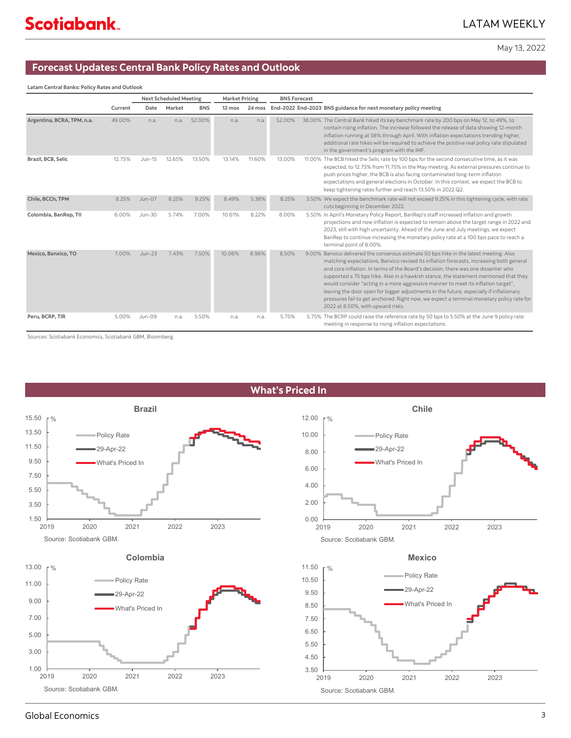## Forecast Updates: Central Bank Policy Rates and Outlook

**Latam Central Banks: Policy Rates and Outlook**

| | | Next Scheduled Meeting | | | Market Pricing | | BNS Forecast | | |
|---|---|---|---|---|---|---|---|---|---|
| | Current | Date | Market | BNS | 12 mos | 24 mos | End-2022 | End-2023 | BNS guidance for next monetary policy meeting |
| **Argentina, BCRA, TPM, n.a.** | 49.00% | n.a. | n.a. | 52.00% | n.a. | n.a. | 52.00% | 38.00% | The Central Bank hiked its key benchmark rate by 200 bps on May 12, to 49%, to contain rising inflation. The increase followed the release of data showing 12-month inflation running at 58% through April. With inflation expectations trending higher, additional rate hikes will be required to achieve the positive real policy rate stipulated in the government's program with the IMF. |
| **Brazil, BCB, Selic** | 12.75% | Jun-15 | 12.65% | 13.50% | 13.14% | 11.60% | 13.00% | 11.00% | The BCB hiked the Selic rate by 100 bps for the second consecutive time, as it was expected, to 12.75% from 11.75% in the May meeting. As external pressures continue to push prices higher, the BCB is also facing contaminated long-term inflation expectations and general elections in October. In this context, we expect the BCB to keep tightening rates further and reach 13.50% in 2022 Q2. |
| **Chile, BCCh, TPM** | 8.25% | Jun-07 | 8.25% | 9.25% | 8.49% | 5.38% | 8.25% | 3.50% | We expect the benchmark rate will not exceed 9.25% in this tightening cycle, with rate cuts beginning in December 2022. |
| **Colombia, BanRep, TII** | 6.00% | Jun-30 | 5.74% | 7.00% | 10.61% | 8.22% | 8.00% | 5.50% | In April's Monetary Policy Report, BanRep's staff increased inflation and growth projections and now inflation is expected to remain above the target range in 2022 and 2023, still with high uncertainty. Ahead of the June and July meetings, we expect BanRep to continue increasing the monetary policy rate at a 100 bps pace to reach a terminal point of 8.00%. |
| **Mexico, Banxico, TO** | 7.00% | Jun-23 | 7.43% | 7.50% | 10.06% | 8.96% | 8.50% | 9.00% | Banxico delivered the consensus estimate 50 bps hike in the latest meeting. Also matching expectations, Banxico revised its inflation forecasts, increasing both general and core inflation. In terms of the Board's decision, there was one dissenter who supported a 75 bps hike. Also in a hawkish stance, the statement mentioned that they would consider "acting in a more aggressive manner to meet its inflation target", leaving the door open for bigger adjustments in the future, especially if inflationary pressures fail to get anchored. Right now, we expect a terminal monetary policy rate for 2022 at 8.50%, with upward risks. |
| **Peru, BCRP, TIR** | 5.00% | Jun-09 | n.a. | 5.50% | n.a. | n.a. | 5.75% | 5.75% | The BCRP could raise the reference rate by 50 bps to 5.50% at the June 9 policy rate meeting in response to rising inflation expectations. |

Sources: Scotiabank Economics, Scotiabank GBM, Bloomberg.

## What's Priced In

**Brazil**

Source: Scotiabank GBM.

**Chile**

Source: Scotiabank GBM.

**Colombia**

Source: Scotiabank GBM.

**Mexico**

Source: Scotiabank GBM.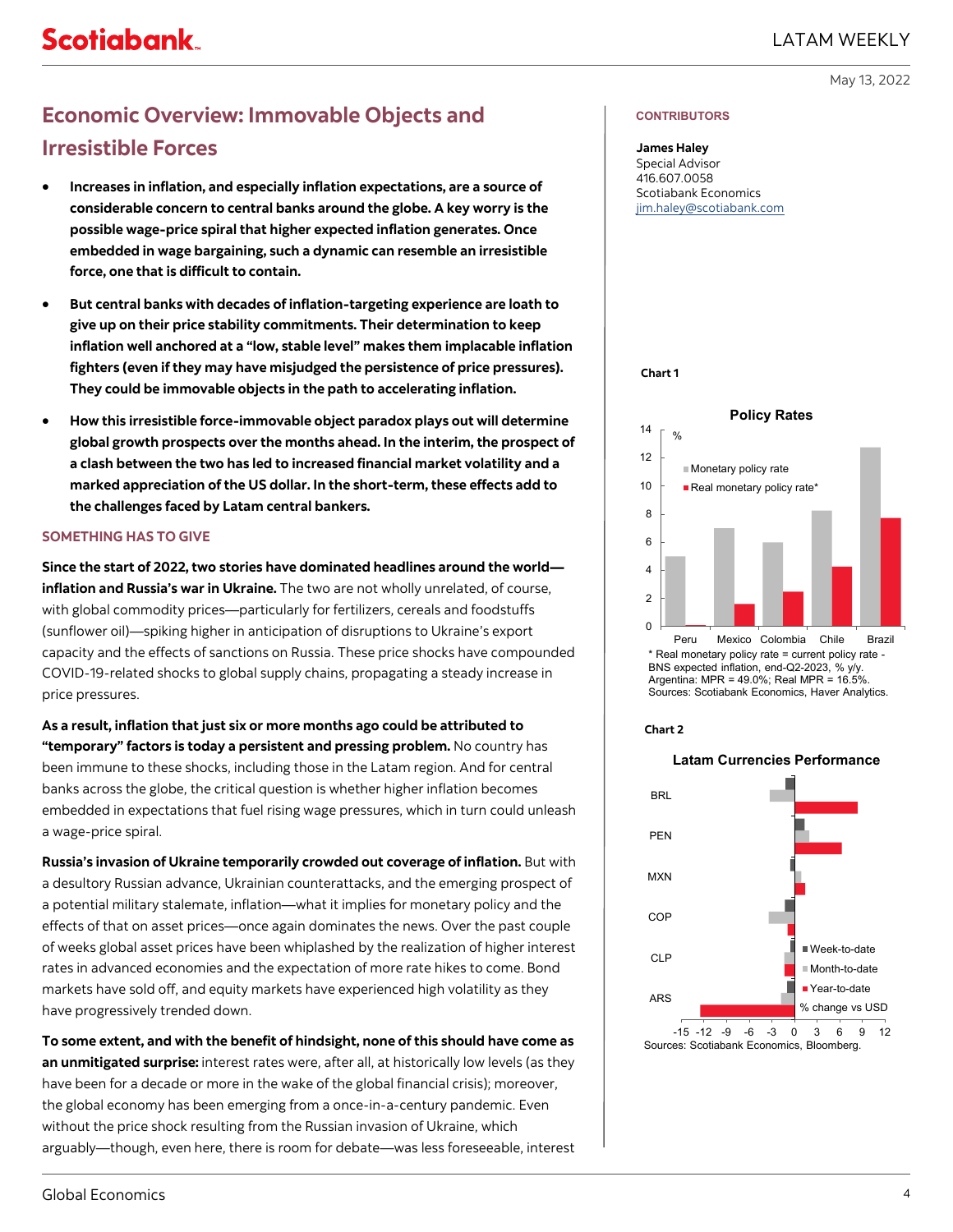# Economic Overview: Immovable Objects and Irresistible Forces

- **Increases in inflation, and especially inflation expectations, are a source of considerable concern to central banks around the globe. A key worry is the possible wage-price spiral that higher expected inflation generates. Once embedded in wage bargaining, such a dynamic can resemble an irresistible force, one that is difficult to contain.**
- **But central banks with decades of inflation-targeting experience are loath to give up on their price stability commitments. Their determination to keep inflation well anchored at a "low, stable level" makes them implacable inflation fighters (even if they may have misjudged the persistence of price pressures). They could be immovable objects in the path to accelerating inflation.**
- **How this irresistible force-immovable object paradox plays out will determine global growth prospects over the months ahead. In the interim, the prospect of a clash between the two has led to increased financial market volatility and a marked appreciation of the US dollar. In the short-term, these effects add to the challenges faced by Latam central bankers.**

## SOMETHING HAS TO GIVE

**Since the start of 2022, two stories have dominated headlines around the world—inflation and Russia's war in Ukraine.** The two are not wholly unrelated, of course, with global commodity prices—particularly for fertilizers, cereals and foodstuffs (sunflower oil)—spiking higher in anticipation of disruptions to Ukraine's export capacity and the effects of sanctions on Russia. These price shocks have compounded COVID-19-related shocks to global supply chains, propagating a steady increase in price pressures.

**As a result, inflation that just six or more months ago could be attributed to "temporary" factors is today a persistent and pressing problem.** No country has been immune to these shocks, including those in the Latam region. And for central banks across the globe, the critical question is whether higher inflation becomes embedded in expectations that fuel rising wage pressures, which in turn could unleash a wage-price spiral.

**Russia's invasion of Ukraine temporarily crowded out coverage of inflation.** But with a desultory Russian advance, Ukrainian counterattacks, and the emerging prospect of a potential military stalemate, inflation—what it implies for monetary policy and the effects of that on asset prices—once again dominates the news. Over the past couple of weeks global asset prices have been whiplashed by the realization of higher interest rates in advanced economies and the expectation of more rate hikes to come. Bond markets have sold off, and equity markets have experienced high volatility as they have progressively trended down.

**To some extent, and with the benefit of hindsight, none of this should have come as an unmitigated surprise:** interest rates were, after all, at historically low levels (as they have been for a decade or more in the wake of the global financial crisis); moreover, the global economy has been emerging from a once-in-a-century pandemic. Even without the price shock resulting from the Russian invasion of Ukraine, which arguably—though, even here, there is room for debate—was less foreseeable, interest

**CONTRIBUTORS**

**James Haley**
Special Advisor
416.607.0058
Scotiabank Economics
jim.haley@scotiabank.com

**Chart 1**

Policy Rates

* Real monetary policy rate = current policy rate - BNS expected inflation, end-Q2-2023, % y/y.
Argentina: MPR = 49.0%; Real MPR = 16.5%.
Sources: Scotiabank Economics, Haver Analytics.

**Chart 2**

Latam Currencies Performance

Sources: Scotiabank Economics, Bloomberg.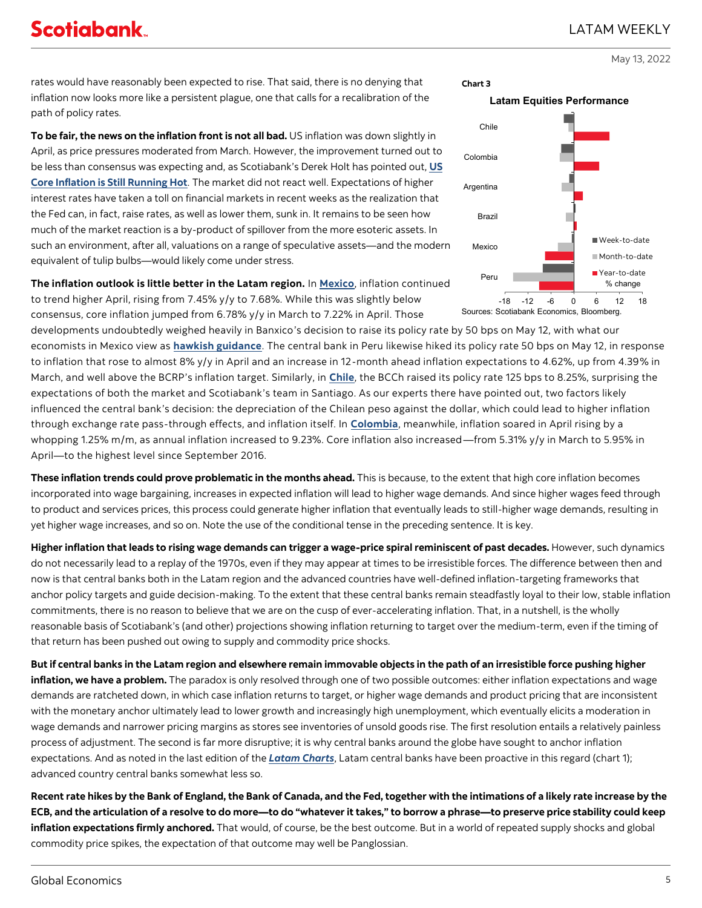rates would have reasonably been expected to rise. That said, there is no denying that inflation now looks more like a persistent plague, one that calls for a recalibration of the path of policy rates.

**To be fair, the news on the inflation front is not all bad.** US inflation was down slightly in April, as price pressures moderated from March. However, the improvement turned out to be less than consensus was expecting and, as Scotiabank's Derek Holt has pointed out, **US Core Inflation is Still Running Hot**. The market did not react well. Expectations of higher interest rates have taken a toll on financial markets in recent weeks as the realization that the Fed can, in fact, raise rates, as well as lower them, sunk in. It remains to be seen how much of the market reaction is a by-product of spillover from the more esoteric assets. In such an environment, after all, valuations on a range of speculative assets—and the modern equivalent of tulip bulbs—would likely come under stress.

**Chart 3**

**Latam Equities Performance**

(Bar chart: Week-to-date, Month-to-date, Year-to-date % change for Chile, Colombia, Argentina, Brazil, Mexico, Peru; x-axis from -18 to 18)

Sources: Scotiabank Economics, Bloomberg.

**The inflation outlook is little better in the Latam region.** In **Mexico**, inflation continued to trend higher April, rising from 7.45% y/y to 7.68%. While this was slightly below consensus, core inflation jumped from 6.78% y/y in March to 7.22% in April. Those developments undoubtedly weighed heavily in Banxico's decision to raise its policy rate by 50 bps on May 12, with what our economists in Mexico view as **hawkish guidance**. The central bank in Peru likewise hiked its policy rate 50 bps on May 12, in response to inflation that rose to almost 8% y/y in April and an increase in 12-month ahead inflation expectations to 4.62%, up from 4.39% in March, and well above the BCRP's inflation target. Similarly, in **Chile**, the BCCh raised its policy rate 125 bps to 8.25%, surprising the expectations of both the market and Scotiabank's team in Santiago. As our experts there have pointed out, two factors likely influenced the central bank's decision: the depreciation of the Chilean peso against the dollar, which could lead to higher inflation through exchange rate pass-through effects, and inflation itself. In **Colombia**, meanwhile, inflation soared in April rising by a whopping 1.25% m/m, as annual inflation increased to 9.23%. Core inflation also increased—from 5.31% y/y in March to 5.95% in April—to the highest level since September 2016.

**These inflation trends could prove problematic in the months ahead.** This is because, to the extent that high core inflation becomes incorporated into wage bargaining, increases in expected inflation will lead to higher wage demands. And since higher wages feed through to product and services prices, this process could generate higher inflation that eventually leads to still-higher wage demands, resulting in yet higher wage increases, and so on. Note the use of the conditional tense in the preceding sentence. It is key.

**Higher inflation that leads to rising wage demands can trigger a wage-price spiral reminiscent of past decades.** However, such dynamics do not necessarily lead to a replay of the 1970s, even if they may appear at times to be irresistible forces. The difference between then and now is that central banks both in the Latam region and the advanced countries have well-defined inflation-targeting frameworks that anchor policy targets and guide decision-making. To the extent that these central banks remain steadfastly loyal to their low, stable inflation commitments, there is no reason to believe that we are on the cusp of ever-accelerating inflation. That, in a nutshell, is the wholly reasonable basis of Scotiabank's (and other) projections showing inflation returning to target over the medium-term, even if the timing of that return has been pushed out owing to supply and commodity price shocks.

**But if central banks in the Latam region and elsewhere remain immovable objects in the path of an irresistible force pushing higher inflation, we have a problem.** The paradox is only resolved through one of two possible outcomes: either inflation expectations and wage demands are ratcheted down, in which case inflation returns to target, or higher wage demands and product pricing that are inconsistent with the monetary anchor ultimately lead to lower growth and increasingly high unemployment, which eventually elicits a moderation in wage demands and narrower pricing margins as stores see inventories of unsold goods rise. The first resolution entails a relatively painless process of adjustment. The second is far more disruptive; it is why central banks around the globe have sought to anchor inflation expectations. And as noted in the last edition of the ***Latam Charts***, Latam central banks have been proactive in this regard (chart 1); advanced country central banks somewhat less so.

**Recent rate hikes by the Bank of England, the Bank of Canada, and the Fed, together with the intimations of a likely rate increase by the ECB, and the articulation of a resolve to do more—to do "whatever it takes," to borrow a phrase—to preserve price stability could keep inflation expectations firmly anchored.** That would, of course, be the best outcome. But in a world of repeated supply shocks and global commodity price spikes, the expectation of that outcome may well be Panglossian.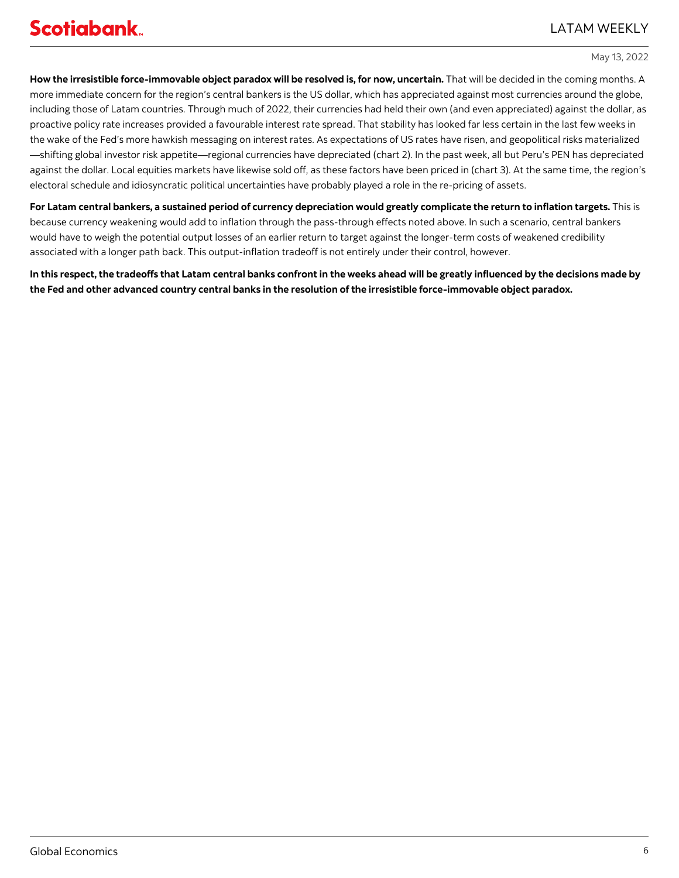**How the irresistible force-immovable object paradox will be resolved is, for now, uncertain.** That will be decided in the coming months. A more immediate concern for the region's central bankers is the US dollar, which has appreciated against most currencies around the globe, including those of Latam countries. Through much of 2022, their currencies had held their own (and even appreciated) against the dollar, as proactive policy rate increases provided a favourable interest rate spread. That stability has looked far less certain in the last few weeks in the wake of the Fed's more hawkish messaging on interest rates. As expectations of US rates have risen, and geopolitical risks materialized—shifting global investor risk appetite—regional currencies have depreciated (chart 2). In the past week, all but Peru's PEN has depreciated against the dollar. Local equities markets have likewise sold off, as these factors have been priced in (chart 3). At the same time, the region's electoral schedule and idiosyncratic political uncertainties have probably played a role in the re-pricing of assets.

**For Latam central bankers, a sustained period of currency depreciation would greatly complicate the return to inflation targets.** This is because currency weakening would add to inflation through the pass-through effects noted above. In such a scenario, central bankers would have to weigh the potential output losses of an earlier return to target against the longer-term costs of weakened credibility associated with a longer path back. This output-inflation tradeoff is not entirely under their control, however.

**In this respect, the tradeoffs that Latam central banks confront in the weeks ahead will be greatly influenced by the decisions made by the Fed and other advanced country central banks in the resolution of the irresistible force-immovable object paradox.**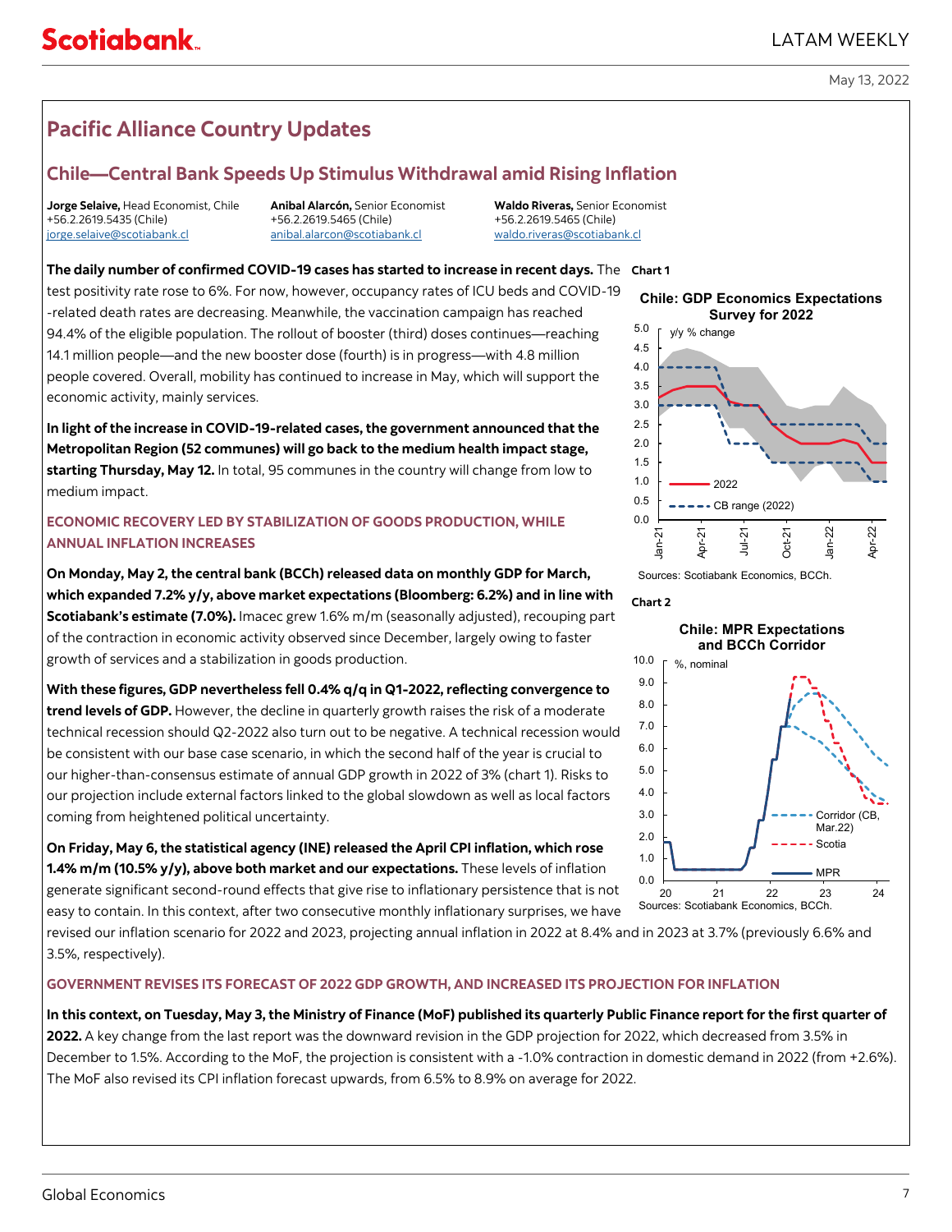## Pacific Alliance Country Updates

### Chile—Central Bank Speeds Up Stimulus Withdrawal amid Rising Inflation

**Jorge Selaive,** Head Economist, Chile
+56.2.2619.5435 (Chile)
jorge.selaive@scotiabank.cl

**Anibal Alarcón,** Senior Economist
+56.2.2619.5465 (Chile)
anibal.alarcon@scotiabank.cl

**Waldo Riveras,** Senior Economist
+56.2.2619.5465 (Chile)
waldo.riveras@scotiabank.cl

**The daily number of confirmed COVID-19 cases has started to increase in recent days.** The test positivity rate rose to 6%. For now, however, occupancy rates of ICU beds and COVID-19-related death rates are decreasing. Meanwhile, the vaccination campaign has reached 94.4% of the eligible population. The rollout of booster (third) doses continues—reaching 14.1 million people—and the new booster dose (fourth) is in progress—with 4.8 million people covered. Overall, mobility has continued to increase in May, which will support the economic activity, mainly services.

**In light of the increase in COVID-19-related cases, the government announced that the Metropolitan Region (52 communes) will go back to the medium health impact stage, starting Thursday, May 12.** In total, 95 communes in the country will change from low to medium impact.

#### ECONOMIC RECOVERY LED BY STABILIZATION OF GOODS PRODUCTION, WHILE ANNUAL INFLATION INCREASES

**On Monday, May 2, the central bank (BCCh) released data on monthly GDP for March, which expanded 7.2% y/y, above market expectations (Bloomberg: 6.2%) and in line with Scotiabank's estimate (7.0%).** Imacec grew 1.6% m/m (seasonally adjusted), recouping part of the contraction in economic activity observed since December, largely owing to faster growth of services and a stabilization in goods production.

**With these figures, GDP nevertheless fell 0.4% q/q in Q1-2022, reflecting convergence to trend levels of GDP.** However, the decline in quarterly growth raises the risk of a moderate technical recession should Q2-2022 also turn out to be negative. A technical recession would be consistent with our base case scenario, in which the second half of the year is crucial to our higher-than-consensus estimate of annual GDP growth in 2022 of 3% (chart 1). Risks to our projection include external factors linked to the global slowdown as well as local factors coming from heightened political uncertainty.

**On Friday, May 6, the statistical agency (INE) released the April CPI inflation, which rose 1.4% m/m (10.5% y/y), above both market and our expectations.** These levels of inflation generate significant second-round effects that give rise to inflationary persistence that is not easy to contain. In this context, after two consecutive monthly inflationary surprises, we have revised our inflation scenario for 2022 and 2023, projecting annual inflation in 2022 at 8.4% and in 2023 at 3.7% (previously 6.6% and 3.5%, respectively).

Chart 1

**Chile: GDP Economics Expectations Survey for 2022**

Sources: Scotiabank Economics, BCCh.

Chart 2

**Chile: MPR Expectations and BCCh Corridor**

Sources: Scotiabank Economics, BCCh.

#### GOVERNMENT REVISES ITS FORECAST OF 2022 GDP GROWTH, AND INCREASED ITS PROJECTION FOR INFLATION

**In this context, on Tuesday, May 3, the Ministry of Finance (MoF) published its quarterly Public Finance report for the first quarter of 2022.** A key change from the last report was the downward revision in the GDP projection for 2022, which decreased from 3.5% in December to 1.5%. According to the MoF, the projection is consistent with a -1.0% contraction in domestic demand in 2022 (from +2.6%). The MoF also revised its CPI inflation forecast upwards, from 6.5% to 8.9% on average for 2022.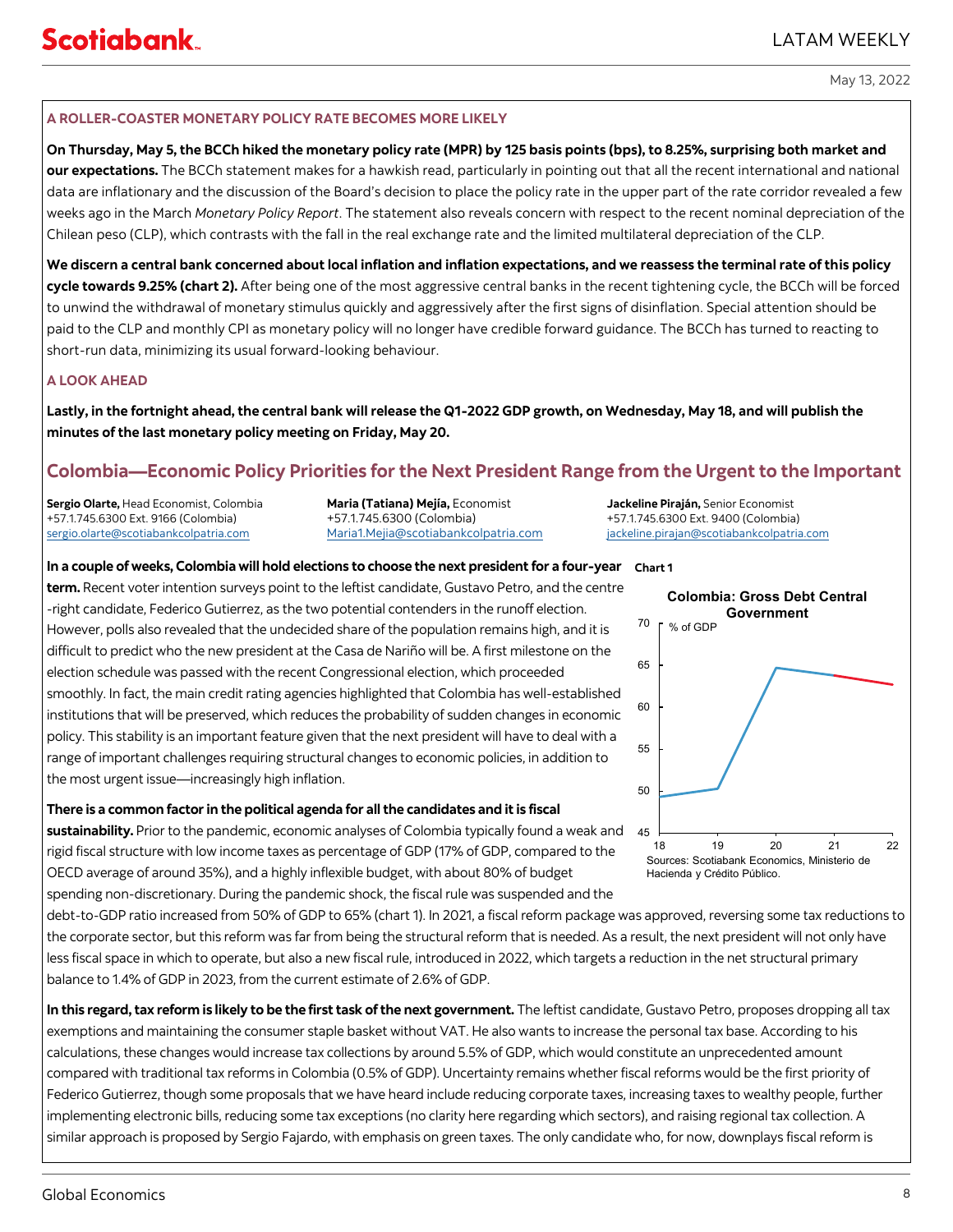### A ROLLER-COASTER MONETARY POLICY RATE BECOMES MORE LIKELY

**On Thursday, May 5, the BCCh hiked the monetary policy rate (MPR) by 125 basis points (bps), to 8.25%, surprising both market and our expectations.** The BCCh statement makes for a hawkish read, particularly in pointing out that all the recent international and national data are inflationary and the discussion of the Board's decision to place the policy rate in the upper part of the rate corridor revealed a few weeks ago in the March *Monetary Policy Report*. The statement also reveals concern with respect to the recent nominal depreciation of the Chilean peso (CLP), which contrasts with the fall in the real exchange rate and the limited multilateral depreciation of the CLP.

**We discern a central bank concerned about local inflation and inflation expectations, and we reassess the terminal rate of this policy cycle towards 9.25% (chart 2).** After being one of the most aggressive central banks in the recent tightening cycle, the BCCh will be forced to unwind the withdrawal of monetary stimulus quickly and aggressively after the first signs of disinflation. Special attention should be paid to the CLP and monthly CPI as monetary policy will no longer have credible forward guidance. The BCCh has turned to reacting to short-run data, minimizing its usual forward-looking behaviour.

### A LOOK AHEAD

**Lastly, in the fortnight ahead, the central bank will release the Q1-2022 GDP growth, on Wednesday, May 18, and will publish the minutes of the last monetary policy meeting on Friday, May 20.**

## Colombia—Economic Policy Priorities for the Next President Range from the Urgent to the Important

**Sergio Olarte,** Head Economist, Colombia
+57.1.745.6300 Ext. 9166 (Colombia)
sergio.olarte@scotiabankcolpatria.com

**Maria (Tatiana) Mejía,** Economist
+57.1.745.6300 (Colombia)
Maria1.Mejia@scotiabankcolpatria.com

**Jackeline Piraján,** Senior Economist
+57.1.745.6300 Ext. 9400 (Colombia)
jackeline.pirajan@scotiabankcolpatria.com

**In a couple of weeks, Colombia will hold elections to choose the next president for a four-year term.** Recent voter intention surveys point to the leftist candidate, Gustavo Petro, and the centre-right candidate, Federico Gutierrez, as the two potential contenders in the runoff election. However, polls also revealed that the undecided share of the population remains high, and it is difficult to predict who the new president at the Casa de Nariño will be. A first milestone on the election schedule was passed with the recent Congressional election, which proceeded smoothly. In fact, the main credit rating agencies highlighted that Colombia has well-established institutions that will be preserved, which reduces the probability of sudden changes in economic policy. This stability is an important feature given that the next president will have to deal with a range of important challenges requiring structural changes to economic policies, in addition to the most urgent issue—increasingly high inflation.

**Chart 1**

**Colombia: Gross Debt Central Government**

% of GDP

Sources: Scotiabank Economics, Ministerio de Hacienda y Crédito Público.

**There is a common factor in the political agenda for all the candidates and it is fiscal sustainability.** Prior to the pandemic, economic analyses of Colombia typically found a weak and rigid fiscal structure with low income taxes as percentage of GDP (17% of GDP, compared to the OECD average of around 35%), and a highly inflexible budget, with about 80% of budget spending non-discretionary. During the pandemic shock, the fiscal rule was suspended and the debt-to-GDP ratio increased from 50% of GDP to 65% (chart 1). In 2021, a fiscal reform package was approved, reversing some tax reductions to the corporate sector, but this reform was far from being the structural reform that is needed. As a result, the next president will not only have less fiscal space in which to operate, but also a new fiscal rule, introduced in 2022, which targets a reduction in the net structural primary balance to 1.4% of GDP in 2023, from the current estimate of 2.6% of GDP.

**In this regard, tax reform is likely to be the first task of the next government.** The leftist candidate, Gustavo Petro, proposes dropping all tax exemptions and maintaining the consumer staple basket without VAT. He also wants to increase the personal tax base. According to his calculations, these changes would increase tax collections by around 5.5% of GDP, which would constitute an unprecedented amount compared with traditional tax reforms in Colombia (0.5% of GDP). Uncertainty remains whether fiscal reforms would be the first priority of Federico Gutierrez, though some proposals that we have heard include reducing corporate taxes, increasing taxes to wealthy people, further implementing electronic bills, reducing some tax exceptions (no clarity here regarding which sectors), and raising regional tax collection. A similar approach is proposed by Sergio Fajardo, with emphasis on green taxes. The only candidate who, for now, downplays fiscal reform is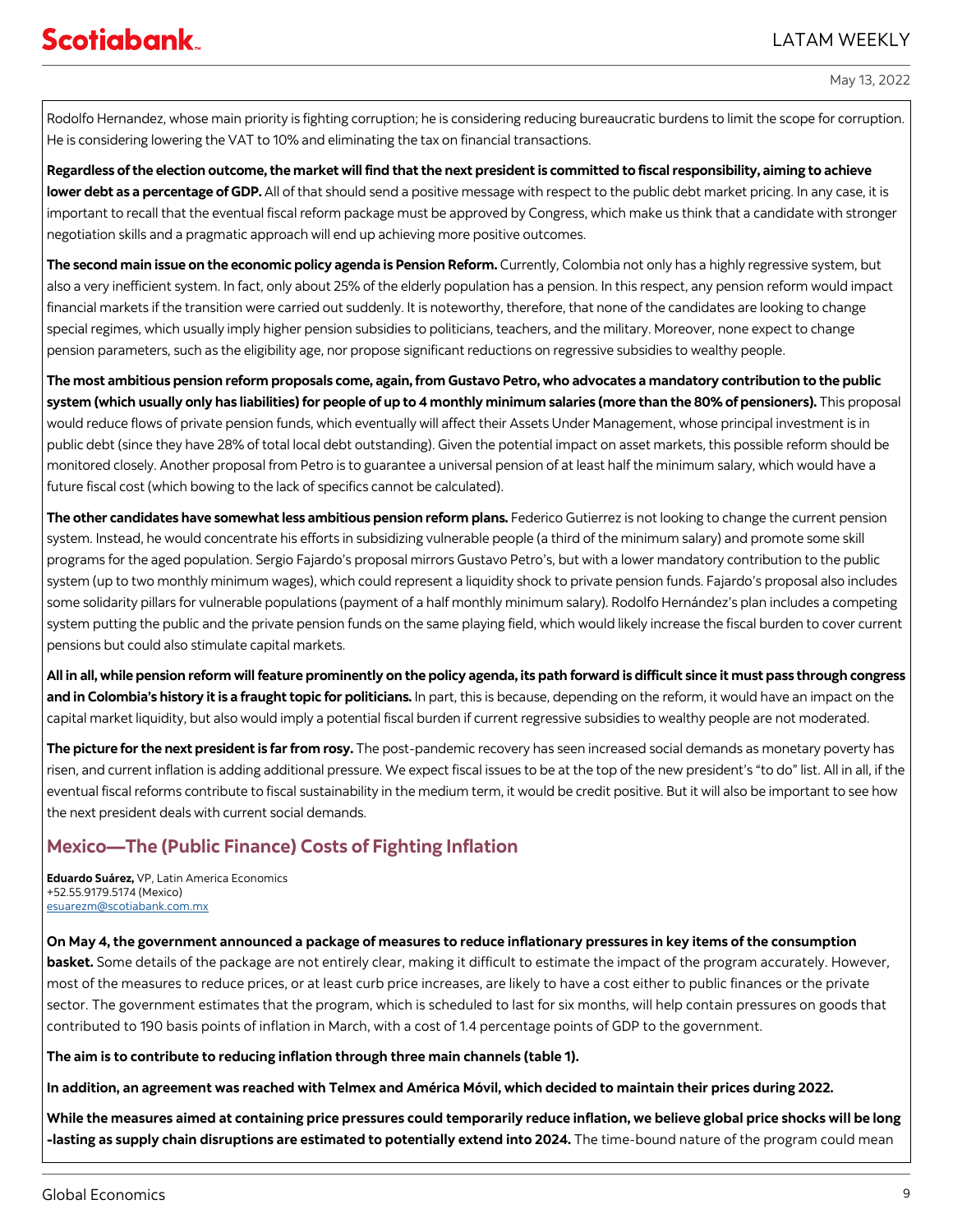Rodolfo Hernandez, whose main priority is fighting corruption; he is considering reducing bureaucratic burdens to limit the scope for corruption. He is considering lowering the VAT to 10% and eliminating the tax on financial transactions.

**Regardless of the election outcome, the market will find that the next president is committed to fiscal responsibility, aiming to achieve lower debt as a percentage of GDP.** All of that should send a positive message with respect to the public debt market pricing. In any case, it is important to recall that the eventual fiscal reform package must be approved by Congress, which make us think that a candidate with stronger negotiation skills and a pragmatic approach will end up achieving more positive outcomes.

**The second main issue on the economic policy agenda is Pension Reform.** Currently, Colombia not only has a highly regressive system, but also a very inefficient system. In fact, only about 25% of the elderly population has a pension. In this respect, any pension reform would impact financial markets if the transition were carried out suddenly. It is noteworthy, therefore, that none of the candidates are looking to change special regimes, which usually imply higher pension subsidies to politicians, teachers, and the military. Moreover, none expect to change pension parameters, such as the eligibility age, nor propose significant reductions on regressive subsidies to wealthy people.

**The most ambitious pension reform proposals come, again, from Gustavo Petro, who advocates a mandatory contribution to the public system (which usually only has liabilities) for people of up to 4 monthly minimum salaries (more than the 80% of pensioners).** This proposal would reduce flows of private pension funds, which eventually will affect their Assets Under Management, whose principal investment is in public debt (since they have 28% of total local debt outstanding). Given the potential impact on asset markets, this possible reform should be monitored closely. Another proposal from Petro is to guarantee a universal pension of at least half the minimum salary, which would have a future fiscal cost (which bowing to the lack of specifics cannot be calculated).

**The other candidates have somewhat less ambitious pension reform plans.** Federico Gutierrez is not looking to change the current pension system. Instead, he would concentrate his efforts in subsidizing vulnerable people (a third of the minimum salary) and promote some skill programs for the aged population. Sergio Fajardo's proposal mirrors Gustavo Petro's, but with a lower mandatory contribution to the public system (up to two monthly minimum wages), which could represent a liquidity shock to private pension funds. Fajardo's proposal also includes some solidarity pillars for vulnerable populations (payment of a half monthly minimum salary). Rodolfo Hernández's plan includes a competing system putting the public and the private pension funds on the same playing field, which would likely increase the fiscal burden to cover current pensions but could also stimulate capital markets.

**All in all, while pension reform will feature prominently on the policy agenda, its path forward is difficult since it must pass through congress and in Colombia's history it is a fraught topic for politicians.** In part, this is because, depending on the reform, it would have an impact on the capital market liquidity, but also would imply a potential fiscal burden if current regressive subsidies to wealthy people are not moderated.

**The picture for the next president is far from rosy.** The post-pandemic recovery has seen increased social demands as monetary poverty has risen, and current inflation is adding additional pressure. We expect fiscal issues to be at the top of the new president's "to do" list. All in all, if the eventual fiscal reforms contribute to fiscal sustainability in the medium term, it would be credit positive. But it will also be important to see how the next president deals with current social demands.

## Mexico—The (Public Finance) Costs of Fighting Inflation

**Eduardo Suárez,** VP, Latin America Economics
+52.55.9179.5174 (Mexico)
esuarezm@scotiabank.com.mx

**On May 4, the government announced a package of measures to reduce inflationary pressures in key items of the consumption basket.** Some details of the package are not entirely clear, making it difficult to estimate the impact of the program accurately. However, most of the measures to reduce prices, or at least curb price increases, are likely to have a cost either to public finances or the private sector. The government estimates that the program, which is scheduled to last for six months, will help contain pressures on goods that contributed to 190 basis points of inflation in March, with a cost of 1.4 percentage points of GDP to the government.

**The aim is to contribute to reducing inflation through three main channels (table 1).**

**In addition, an agreement was reached with Telmex and América Móvil, which decided to maintain their prices during 2022.**

**While the measures aimed at containing price pressures could temporarily reduce inflation, we believe global price shocks will be long -lasting as supply chain disruptions are estimated to potentially extend into 2024.** The time-bound nature of the program could mean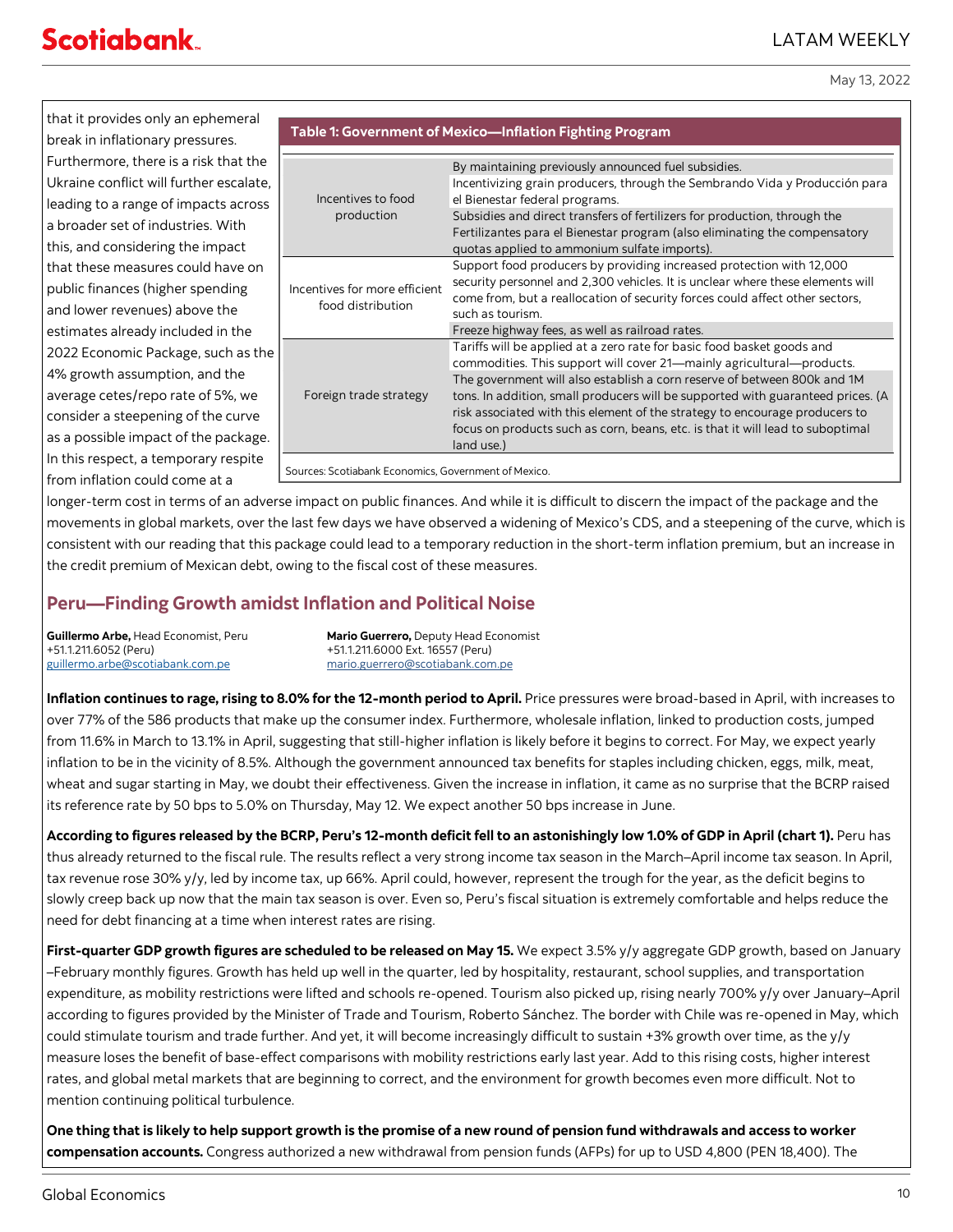that it provides only an ephemeral break in inflationary pressures. Furthermore, there is a risk that the Ukraine conflict will further escalate, leading to a range of impacts across a broader set of industries. With this, and considering the impact that these measures could have on public finances (higher spending and lower revenues) above the estimates already included in the 2022 Economic Package, such as the 4% growth assumption, and the average cetes/repo rate of 5%, we consider a steepening of the curve as a possible impact of the package. In this respect, a temporary respite from inflation could come at a longer-term cost in terms of an adverse impact on public finances. And while it is difficult to discern the impact of the package and the movements in global markets, over the last few days we have observed a widening of Mexico's CDS, and a steepening of the curve, which is consistent with our reading that this package could lead to a temporary reduction in the short-term inflation premium, but an increase in the credit premium of Mexican debt, owing to the fiscal cost of these measures.

**Table 1: Government of Mexico—Inflation Fighting Program**

| | |
|---|---|
| Incentives to food production | By maintaining previously announced fuel subsidies. |
| | Incentivizing grain producers, through the Sembrando Vida y Producción para el Bienestar federal programs. |
| | Subsidies and direct transfers of fertilizers for production, through the Fertilizantes para el Bienestar program (also eliminating the compensatory quotas applied to ammonium sulfate imports). |
| Incentives for more efficient food distribution | Support food producers by providing increased protection with 12,000 security personnel and 2,300 vehicles. It is unclear where these elements will come from, but a reallocation of security forces could affect other sectors, such as tourism. |
| | Freeze highway fees, as well as railroad rates. |
| Foreign trade strategy | Tariffs will be applied at a zero rate for basic food basket goods and commodities. This support will cover 21—mainly agricultural—products. |
| | The government will also establish a corn reserve of between 800k and 1M tons. In addition, small producers will be supported with guaranteed prices. (A risk associated with this element of the strategy to encourage producers to focus on products such as corn, beans, etc. is that it will lead to suboptimal land use.) |

Sources: Scotiabank Economics, Government of Mexico.

## Peru—Finding Growth amidst Inflation and Political Noise

**Guillermo Arbe,** Head Economist, Peru
+51.1.211.6052 (Peru)
guillermo.arbe@scotiabank.com.pe

**Mario Guerrero,** Deputy Head Economist
+51.1.211.6000 Ext. 16557 (Peru)
mario.guerrero@scotiabank.com.pe

**Inflation continues to rage, rising to 8.0% for the 12-month period to April.** Price pressures were broad-based in April, with increases to over 77% of the 586 products that make up the consumer index. Furthermore, wholesale inflation, linked to production costs, jumped from 11.6% in March to 13.1% in April, suggesting that still-higher inflation is likely before it begins to correct. For May, we expect yearly inflation to be in the vicinity of 8.5%. Although the government announced tax benefits for staples including chicken, eggs, milk, meat, wheat and sugar starting in May, we doubt their effectiveness. Given the increase in inflation, it came as no surprise that the BCRP raised its reference rate by 50 bps to 5.0% on Thursday, May 12. We expect another 50 bps increase in June.

**According to figures released by the BCRP, Peru's 12-month deficit fell to an astonishingly low 1.0% of GDP in April (chart 1).** Peru has thus already returned to the fiscal rule. The results reflect a very strong income tax season in the March–April income tax season. In April, tax revenue rose 30% y/y, led by income tax, up 66%. April could, however, represent the trough for the year, as the deficit begins to slowly creep back up now that the main tax season is over. Even so, Peru's fiscal situation is extremely comfortable and helps reduce the need for debt financing at a time when interest rates are rising.

**First-quarter GDP growth figures are scheduled to be released on May 15.** We expect 3.5% y/y aggregate GDP growth, based on January–February monthly figures. Growth has held up well in the quarter, led by hospitality, restaurant, school supplies, and transportation expenditure, as mobility restrictions were lifted and schools re-opened. Tourism also picked up, rising nearly 700% y/y over January–April according to figures provided by the Minister of Trade and Tourism, Roberto Sánchez. The border with Chile was re-opened in May, which could stimulate tourism and trade further. And yet, it will become increasingly difficult to sustain +3% growth over time, as the y/y measure loses the benefit of base-effect comparisons with mobility restrictions early last year. Add to this rising costs, higher interest rates, and global metal markets that are beginning to correct, and the environment for growth becomes even more difficult. Not to mention continuing political turbulence.

**One thing that is likely to help support growth is the promise of a new round of pension fund withdrawals and access to worker compensation accounts.** Congress authorized a new withdrawal from pension funds (AFPs) for up to USD 4,800 (PEN 18,400). The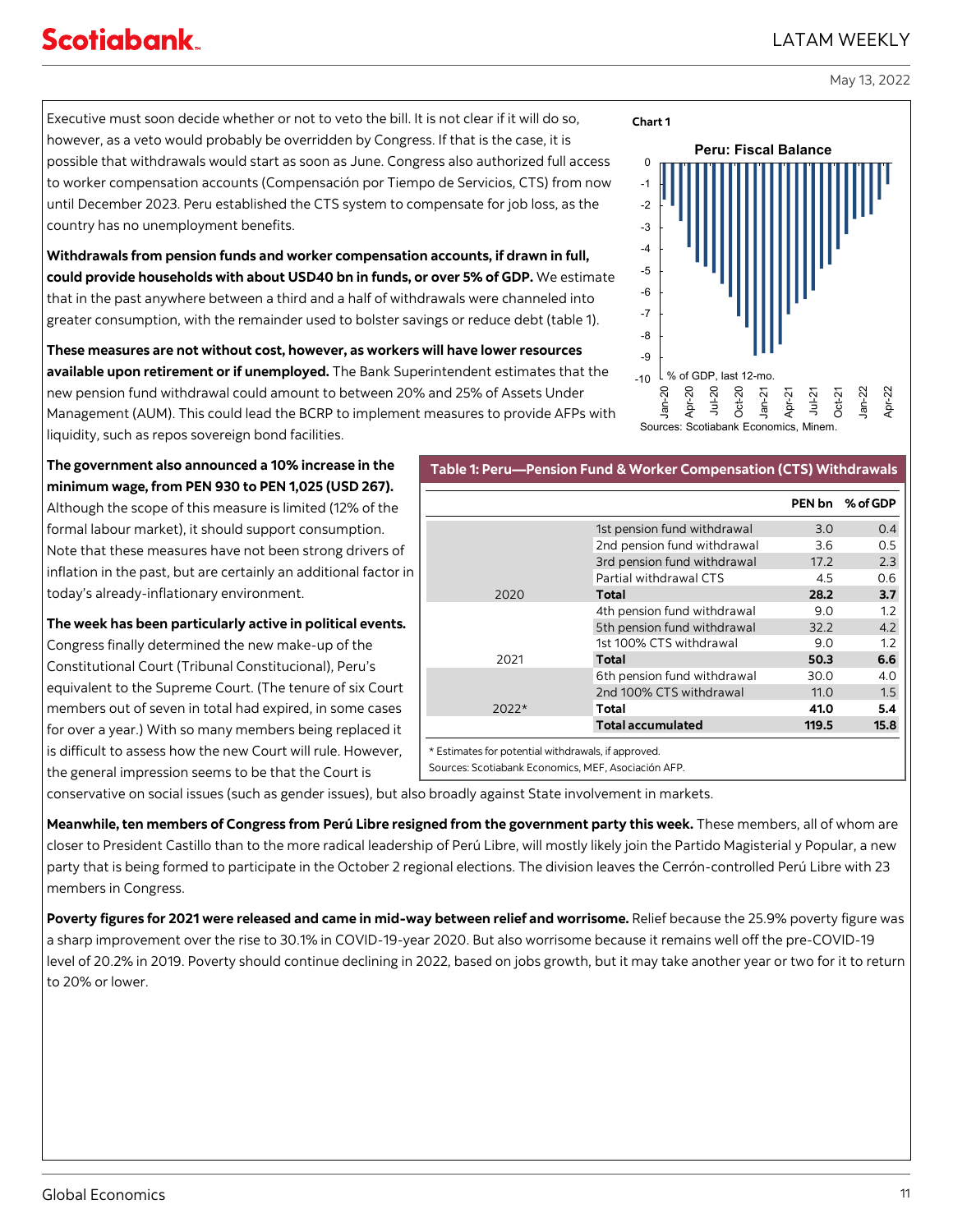Executive must soon decide whether or not to veto the bill. It is not clear if it will do so, however, as a veto would probably be overridden by Congress. If that is the case, it is possible that withdrawals would start as soon as June. Congress also authorized full access to worker compensation accounts (Compensación por Tiempo de Servicios, CTS) from now until December 2023. Peru established the CTS system to compensate for job loss, as the country has no unemployment benefits.

**Withdrawals from pension funds and worker compensation accounts, if drawn in full, could provide households with about USD40 bn in funds, or over 5% of GDP.** We estimate that in the past anywhere between a third and a half of withdrawals were channeled into greater consumption, with the remainder used to bolster savings or reduce debt (table 1).

**These measures are not without cost, however, as workers will have lower resources available upon retirement or if unemployed.** The Bank Superintendent estimates that the new pension fund withdrawal could amount to between 20% and 25% of Assets Under Management (AUM). This could lead the BCRP to implement measures to provide AFPs with liquidity, such as repos sovereign bond facilities.

**Chart 1**

Peru: Fiscal Balance

% of GDP, last 12-mo.

Sources: Scotiabank Economics, Minem.

**The government also announced a 10% increase in the minimum wage, from PEN 930 to PEN 1,025 (USD 267).** Although the scope of this measure is limited (12% of the formal labour market), it should support consumption. Note that these measures have not been strong drivers of inflation in the past, but are certainly an additional factor in today's already-inflationary environment.

**Table 1: Peru—Pension Fund & Worker Compensation (CTS) Withdrawals**

| | | PEN bn | % of GDP |
|---|---|---|---|
| | 1st pension fund withdrawal | 3.0 | 0.4 |
| | 2nd pension fund withdrawal | 3.6 | 0.5 |
| | 3rd pension fund withdrawal | 17.2 | 2.3 |
| | Partial withdrawal CTS | 4.5 | 0.6 |
| 2020 | **Total** | **28.2** | **3.7** |
| | 4th pension fund withdrawal | 9.0 | 1.2 |
| | 5th pension fund withdrawal | 32.2 | 4.2 |
| | 1st 100% CTS withdrawal | 9.0 | 1.2 |
| 2021 | **Total** | **50.3** | **6.6** |
| | 6th pension fund withdrawal | 30.0 | 4.0 |
| | 2nd 100% CTS withdrawal | 11.0 | 1.5 |
| 2022* | **Total** | **41.0** | **5.4** |
| | **Total accumulated** | **119.5** | **15.8** |

\* Estimates for potential withdrawals, if approved.

Sources: Scotiabank Economics, MEF, Asociación AFP.

**The week has been particularly active in political events.** Congress finally determined the new make-up of the Constitutional Court (Tribunal Constitucional), Peru's equivalent to the Supreme Court. (The tenure of six Court members out of seven in total had expired, in some cases for over a year.) With so many members being replaced it is difficult to assess how the new Court will rule. However, the general impression seems to be that the Court is conservative on social issues (such as gender issues), but also broadly against State involvement in markets.

**Meanwhile, ten members of Congress from Perú Libre resigned from the government party this week.** These members, all of whom are closer to President Castillo than to the more radical leadership of Perú Libre, will mostly likely join the Partido Magisterial y Popular, a new party that is being formed to participate in the October 2 regional elections. The division leaves the Cerrón-controlled Perú Libre with 23 members in Congress.

**Poverty figures for 2021 were released and came in mid-way between relief and worrisome.** Relief because the 25.9% poverty figure was a sharp improvement over the rise to 30.1% in COVID-19-year 2020. But also worrisome because it remains well off the pre-COVID-19 level of 20.2% in 2019. Poverty should continue declining in 2022, based on jobs growth, but it may take another year or two for it to return to 20% or lower.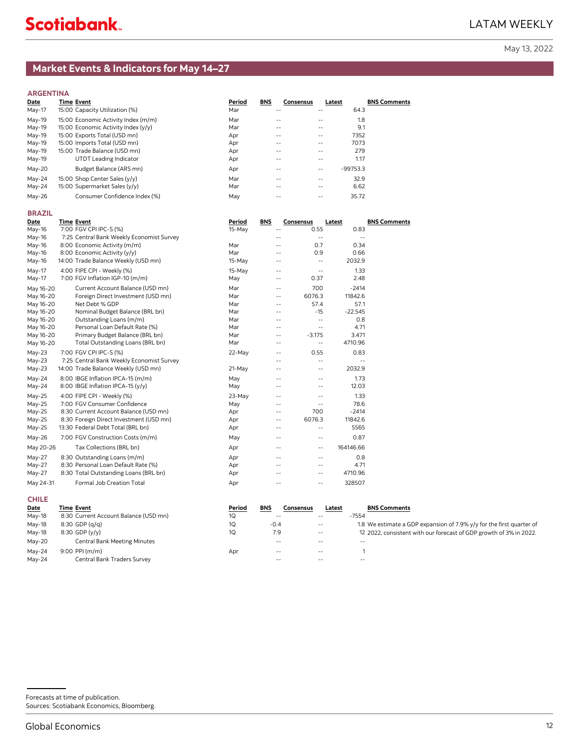May 13, 2022

## Market Events & Indicators for May 14–27

### ARGENTINA

| Date | Time | Event | Period | BNS | Consensus | Latest | BNS Comments |
|---|---|---|---|---|---|---|---|
| May-17 | 15:00 | Capacity Utilization (%) | Mar | -- | -- | 64.3 | |
| May-19 | 15:00 | Economic Activity Index (m/m) | Mar | -- | -- | 1.8 | |
| May-19 | 15:00 | Economic Activity Index (y/y) | Mar | -- | -- | 9.1 | |
| May-19 | 15:00 | Exports Total (USD mn) | Apr | -- | -- | 7352 | |
| May-19 | 15:00 | Imports Total (USD mn) | Apr | -- | -- | 7073 | |
| May-19 | 15:00 | Trade Balance (USD mn) | Apr | -- | -- | 279 | |
| May-19 | | UTDT Leading Indicator | Apr | -- | -- | 1.17 | |
| May-20 | | Budget Balance (ARS mn) | Apr | -- | -- | -99753.3 | |
| May-24 | 15:00 | Shop Center Sales (y/y) | Mar | -- | -- | 32.9 | |
| May-24 | 15:00 | Supermarket Sales (y/y) | Mar | -- | -- | 6.62 | |
| May-26 | | Consumer Confidence Index (%) | May | -- | -- | 35.72 | |

### BRAZIL

| Date | Time | Event | Period | BNS | Consensus | Latest | BNS Comments |
|---|---|---|---|---|---|---|---|
| May-16 | 7:00 | FGV CPI IPC-S (%) | 15-May | -- | 0.55 | 0.83 | |
| May-16 | 7:25 | Central Bank Weekly Economist Survey | | -- | -- | -- | |
| May-16 | 8:00 | Economic Activity (m/m) | Mar | -- | 0.7 | 0.34 | |
| May-16 | 8:00 | Economic Activity (y/y) | Mar | -- | 0.9 | 0.66 | |
| May-16 | 14:00 | Trade Balance Weekly (USD mn) | 15-May | -- | -- | 2032.9 | |
| May-17 | 4:00 | FIPE CPI - Weekly (%) | 15-May | -- | -- | 1.33 | |
| May-17 | 7:00 | FGV Inflation IGP-10 (m/m) | May | -- | 0.37 | 2.48 | |
| May 16-20 | | Current Account Balance (USD mn) | Mar | -- | 700 | -2414 | |
| May 16-20 | | Foreign Direct Investment (USD mn) | Mar | -- | 6076.3 | 11842.6 | |
| May 16-20 | | Net Debt % GDP | Mar | -- | 57.4 | 57.1 | |
| May 16-20 | | Nominal Budget Balance (BRL bn) | Mar | -- | -15 | -22.545 | |
| May 16-20 | | Outstanding Loans (m/m) | Mar | -- | -- | 0.8 | |
| May 16-20 | | Personal Loan Default Rate (%) | Mar | -- | -- | 4.71 | |
| May 16-20 | | Primary Budget Balance (BRL bn) | Mar | -- | -3.175 | 3.471 | |
| May 16-20 | | Total Outstanding Loans (BRL bn) | Mar | -- | -- | 4710.96 | |
| May-23 | 7:00 | FGV CPI IPC-S (%) | 22-May | -- | 0.55 | 0.83 | |
| May-23 | 7:25 | Central Bank Weekly Economist Survey | | -- | -- | -- | |
| May-23 | 14:00 | Trade Balance Weekly (USD mn) | 21-May | -- | -- | 2032.9 | |
| May-24 | 8:00 | IBGE Inflation IPCA-15 (m/m) | May | -- | -- | 1.73 | |
| May-24 | 8:00 | IBGE Inflation IPCA-15 (y/y) | May | -- | -- | 12.03 | |
| May-25 | 4:00 | FIPE CPI - Weekly (%) | 23-May | -- | -- | 1.33 | |
| May-25 | 7:00 | FGV Consumer Confidence | May | -- | -- | 78.6 | |
| May-25 | 8:30 | Current Account Balance (USD mn) | Apr | -- | 700 | -2414 | |
| May-25 | 8:30 | Foreign Direct Investment (USD mn) | Apr | -- | 6076.3 | 11842.6 | |
| May-25 | 13:30 | Federal Debt Total (BRL bn) | Apr | -- | -- | 5565 | |
| May-26 | 7:00 | FGV Construction Costs (m/m) | May | -- | -- | 0.87 | |
| May 20-26 | | Tax Collections (BRL bn) | Apr | -- | -- | 164146.66 | |
| May-27 | 8:30 | Outstanding Loans (m/m) | Apr | -- | -- | 0.8 | |
| May-27 | 8:30 | Personal Loan Default Rate (%) | Apr | -- | -- | 4.71 | |
| May-27 | 8:30 | Total Outstanding Loans (BRL bn) | Apr | -- | -- | 4710.96 | |
| May 24-31 | | Formal Job Creation Total | Apr | -- | -- | 328507 | |

### CHILE

| Date | Time | Event | Period | BNS | Consensus | Latest | BNS Comments |
|---|---|---|---|---|---|---|---|
| May-18 | 8:30 | Current Account Balance (USD mn) | 1Q | -- | -- | -7554 | |
| May-18 | 8:30 | GDP (q/q) | 1Q | -0.4 | -- | 1.8 | We estimate a GDP expansion of 7.9% y/y for the first quarter of 2022, consistent with our forecast of GDP growth of 3% in 2022. |
| May-18 | 8:30 | GDP (y/y) | 1Q | 7.9 | -- | 12 | |
| May-20 | | Central Bank Meeting Minutes | | -- | -- | -- | |
| May-24 | 9:00 | PPI (m/m) | Apr | -- | -- | 1 | |
| May-24 | | Central Bank Traders Survey | | -- | -- | -- | |

Forecasts at time of publication.
Sources: Scotiabank Economics, Bloomberg.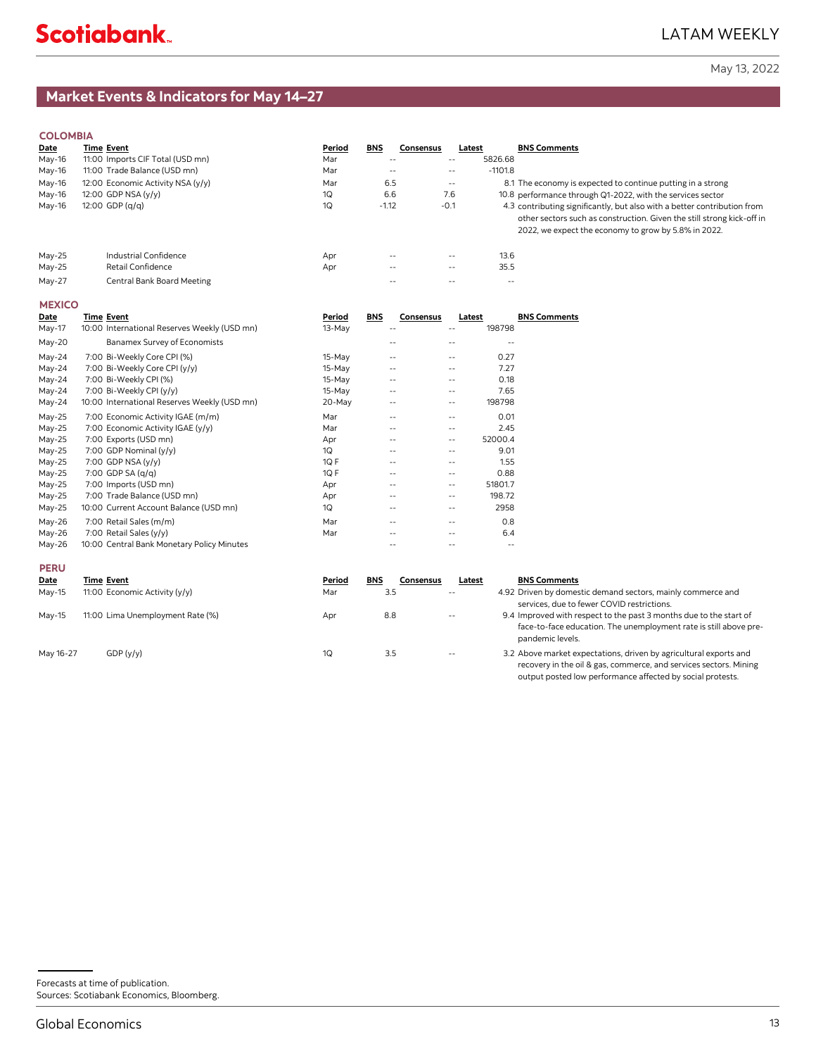May 13, 2022

## Market Events & Indicators for May 14–27

### COLOMBIA

| Date | Time | Event | Period | BNS | Consensus | Latest | BNS Comments |
|---|---|---|---|---|---|---|---|
| May-16 | 11:00 | Imports CIF Total (USD mn) | Mar | -- | -- | 5826.68 | |
| May-16 | 11:00 | Trade Balance (USD mn) | Mar | -- | -- | -1101.8 | |
| May-16 | 12:00 | Economic Activity NSA (y/y) | Mar | 6.5 | -- | 8.1 | The economy is expected to continue putting in a strong performance through Q1-2022, with the services sector contributing significantly, but also with a better contribution from other sectors such as construction. Given the still strong kick-off in 2022, we expect the economy to grow by 5.8% in 2022. |
| May-16 | 12:00 | GDP NSA (y/y) | 1Q | 6.6 | 7.6 | 10.8 | |
| May-16 | 12:00 | GDP (q/q) | 1Q | -1.12 | -0.1 | 4.3 | |
| May-25 | | Industrial Confidence | Apr | -- | -- | 13.6 | |
| May-25 | | Retail Confidence | Apr | -- | -- | 35.5 | |
| May-27 | | Central Bank Board Meeting | | -- | -- | -- | |

### MEXICO

| Date | Time | Event | Period | BNS | Consensus | Latest | BNS Comments |
|---|---|---|---|---|---|---|---|
| May-17 | 10:00 | International Reserves Weekly (USD mn) | 13-May | -- | -- | 198798 | |
| May-20 | | Banamex Survey of Economists | | -- | -- | -- | |
| May-24 | 7:00 | Bi-Weekly Core CPI (%) | 15-May | -- | -- | 0.27 | |
| May-24 | 7:00 | Bi-Weekly Core CPI (y/y) | 15-May | -- | -- | 7.27 | |
| May-24 | 7:00 | Bi-Weekly CPI (%) | 15-May | -- | -- | 0.18 | |
| May-24 | 7:00 | Bi-Weekly CPI (y/y) | 15-May | -- | -- | 7.65 | |
| May-24 | 10:00 | International Reserves Weekly (USD mn) | 20-May | -- | -- | 198798 | |
| May-25 | 7:00 | Economic Activity IGAE (m/m) | Mar | -- | -- | 0.01 | |
| May-25 | 7:00 | Economic Activity IGAE (y/y) | Mar | -- | -- | 2.45 | |
| May-25 | 7:00 | Exports (USD mn) | Apr | -- | -- | 52000.4 | |
| May-25 | 7:00 | GDP Nominal (y/y) | 1Q | -- | -- | 9.01 | |
| May-25 | 7:00 | GDP NSA (y/y) | 1Q F | -- | -- | 1.55 | |
| May-25 | 7:00 | GDP SA (q/q) | 1Q F | -- | -- | 0.88 | |
| May-25 | 7:00 | Imports (USD mn) | Apr | -- | -- | 51801.7 | |
| May-25 | 7:00 | Trade Balance (USD mn) | Apr | -- | -- | 198.72 | |
| May-25 | 10:00 | Current Account Balance (USD mn) | 1Q | -- | -- | 2958 | |
| May-26 | 7:00 | Retail Sales (m/m) | Mar | -- | -- | 0.8 | |
| May-26 | 7:00 | Retail Sales (y/y) | Mar | -- | -- | 6.4 | |
| May-26 | 10:00 | Central Bank Monetary Policy Minutes | | -- | -- | -- | |

### PERU

| Date | Time | Event | Period | BNS | Consensus | Latest | BNS Comments |
|---|---|---|---|---|---|---|---|
| May-15 | 11:00 | Economic Activity (y/y) | Mar | 3.5 | -- | 4.92 | Driven by domestic demand sectors, mainly commerce and services, due to fewer COVID restrictions. |
| May-15 | 11:00 | Lima Unemployment Rate (%) | Apr | 8.8 | -- | 9.4 | Improved with respect to the past 3 months due to the start of face-to-face education. The unemployment rate is still above pre-pandemic levels. |
| May 16-27 | | GDP (y/y) | 1Q | 3.5 | -- | 3.2 | Above market expectations, driven by agricultural exports and recovery in the oil & gas, commerce, and services sectors. Mining output posted low performance affected by social protests. |

Forecasts at time of publication.
Sources: Scotiabank Economics, Bloomberg.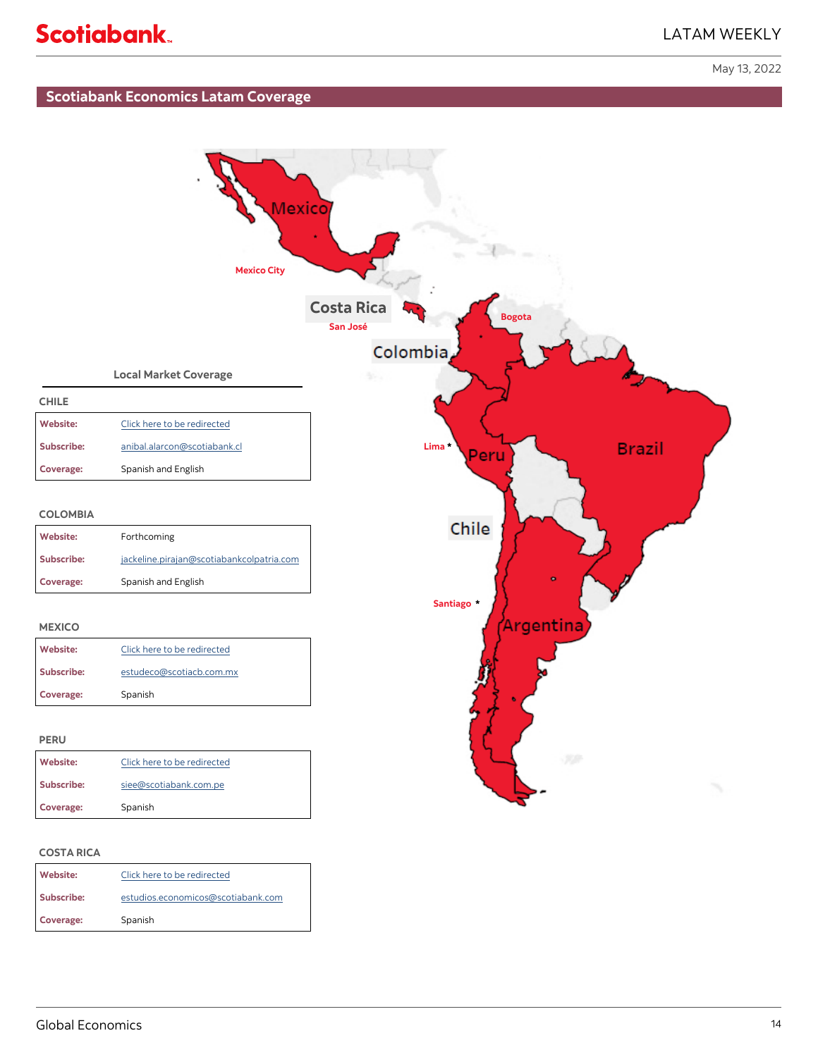## Scotiabank Economics Latam Coverage

### Local Market Coverage

**CHILE**

| | |
|---|---|
| **Website:** | Click here to be redirected |
| **Subscribe:** | anibal.alarcon@scotiabank.cl |
| **Coverage:** | Spanish and English |

**COLOMBIA**

| | |
|---|---|
| **Website:** | Forthcoming |
| **Subscribe:** | jackeline.pirajan@scotiabankcolpatria.com |
| **Coverage:** | Spanish and English |

**MEXICO**

| | |
|---|---|
| **Website:** | Click here to be redirected |
| **Subscribe:** | estudeco@scotiacb.com.mx |
| **Coverage:** | Spanish |

**PERU**

| | |
|---|---|
| **Website:** | Click here to be redirected |
| **Subscribe:** | siee@scotiabank.com.pe |
| **Coverage:** | Spanish |

**COSTA RICA**

| | |
|---|---|
| **Website:** | Click here to be redirected |
| **Subscribe:** | estudios.economicos@scotiabank.com |
| **Coverage:** | Spanish |

Mexico, Mexico City, Costa Rica, San José, Colombia, Bogota, Peru, Lima, Brazil, Chile, Santiago, Argentina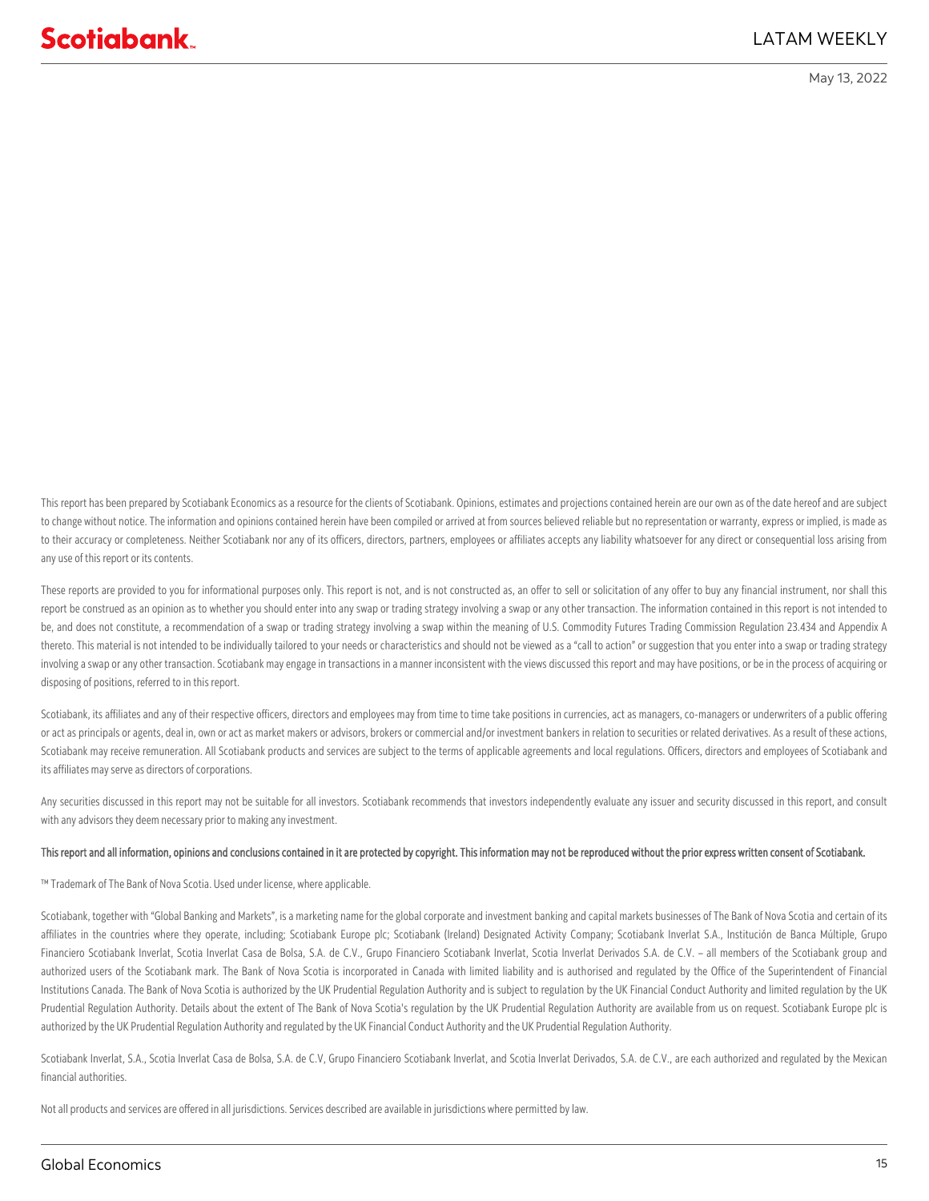This report has been prepared by Scotiabank Economics as a resource for the clients of Scotiabank. Opinions, estimates and projections contained herein are our own as of the date hereof and are subject to change without notice. The information and opinions contained herein have been compiled or arrived at from sources believed reliable but no representation or warranty, express or implied, is made as to their accuracy or completeness. Neither Scotiabank nor any of its officers, directors, partners, employees or affiliates accepts any liability whatsoever for any direct or consequential loss arising from any use of this report or its contents.

These reports are provided to you for informational purposes only. This report is not, and is not constructed as, an offer to sell or solicitation of any offer to buy any financial instrument, nor shall this report be construed as an opinion as to whether you should enter into any swap or trading strategy involving a swap or any other transaction. The information contained in this report is not intended to be, and does not constitute, a recommendation of a swap or trading strategy involving a swap within the meaning of U.S. Commodity Futures Trading Commission Regulation 23.434 and Appendix A thereto. This material is not intended to be individually tailored to your needs or characteristics and should not be viewed as a "call to action" or suggestion that you enter into a swap or trading strategy involving a swap or any other transaction. Scotiabank may engage in transactions in a manner inconsistent with the views discussed this report and may have positions, or be in the process of acquiring or disposing of positions, referred to in this report.

Scotiabank, its affiliates and any of their respective officers, directors and employees may from time to time take positions in currencies, act as managers, co-managers or underwriters of a public offering or act as principals or agents, deal in, own or act as market makers or advisors, brokers or commercial and/or investment bankers in relation to securities or related derivatives. As a result of these actions, Scotiabank may receive remuneration. All Scotiabank products and services are subject to the terms of applicable agreements and local regulations. Officers, directors and employees of Scotiabank and its affiliates may serve as directors of corporations.

Any securities discussed in this report may not be suitable for all investors. Scotiabank recommends that investors independently evaluate any issuer and security discussed in this report, and consult with any advisors they deem necessary prior to making any investment.

**This report and all information, opinions and conclusions contained in it are protected by copyright. This information may not be reproduced without the prior express written consent of Scotiabank.**

™ Trademark of The Bank of Nova Scotia. Used under license, where applicable.

Scotiabank, together with "Global Banking and Markets", is a marketing name for the global corporate and investment banking and capital markets businesses of The Bank of Nova Scotia and certain of its affiliates in the countries where they operate, including; Scotiabank Europe plc; Scotiabank (Ireland) Designated Activity Company; Scotiabank Inverlat S.A., Institución de Banca Múltiple, Grupo Financiero Scotiabank Inverlat, Scotia Inverlat Casa de Bolsa, S.A. de C.V., Grupo Financiero Scotiabank Inverlat, Scotia Inverlat Derivados S.A. de C.V. – all members of the Scotiabank group and authorized users of the Scotiabank mark. The Bank of Nova Scotia is incorporated in Canada with limited liability and is authorised and regulated by the Office of the Superintendent of Financial Institutions Canada. The Bank of Nova Scotia is authorized by the UK Prudential Regulation Authority and is subject to regulation by the UK Financial Conduct Authority and limited regulation by the UK Prudential Regulation Authority. Details about the extent of The Bank of Nova Scotia's regulation by the UK Prudential Regulation Authority are available from us on request. Scotiabank Europe plc is authorized by the UK Prudential Regulation Authority and regulated by the UK Financial Conduct Authority and the UK Prudential Regulation Authority.

Scotiabank Inverlat, S.A., Scotia Inverlat Casa de Bolsa, S.A. de C.V, Grupo Financiero Scotiabank Inverlat, and Scotia Inverlat Derivados, S.A. de C.V., are each authorized and regulated by the Mexican financial authorities.

Not all products and services are offered in all jurisdictions. Services described are available in jurisdictions where permitted by law.